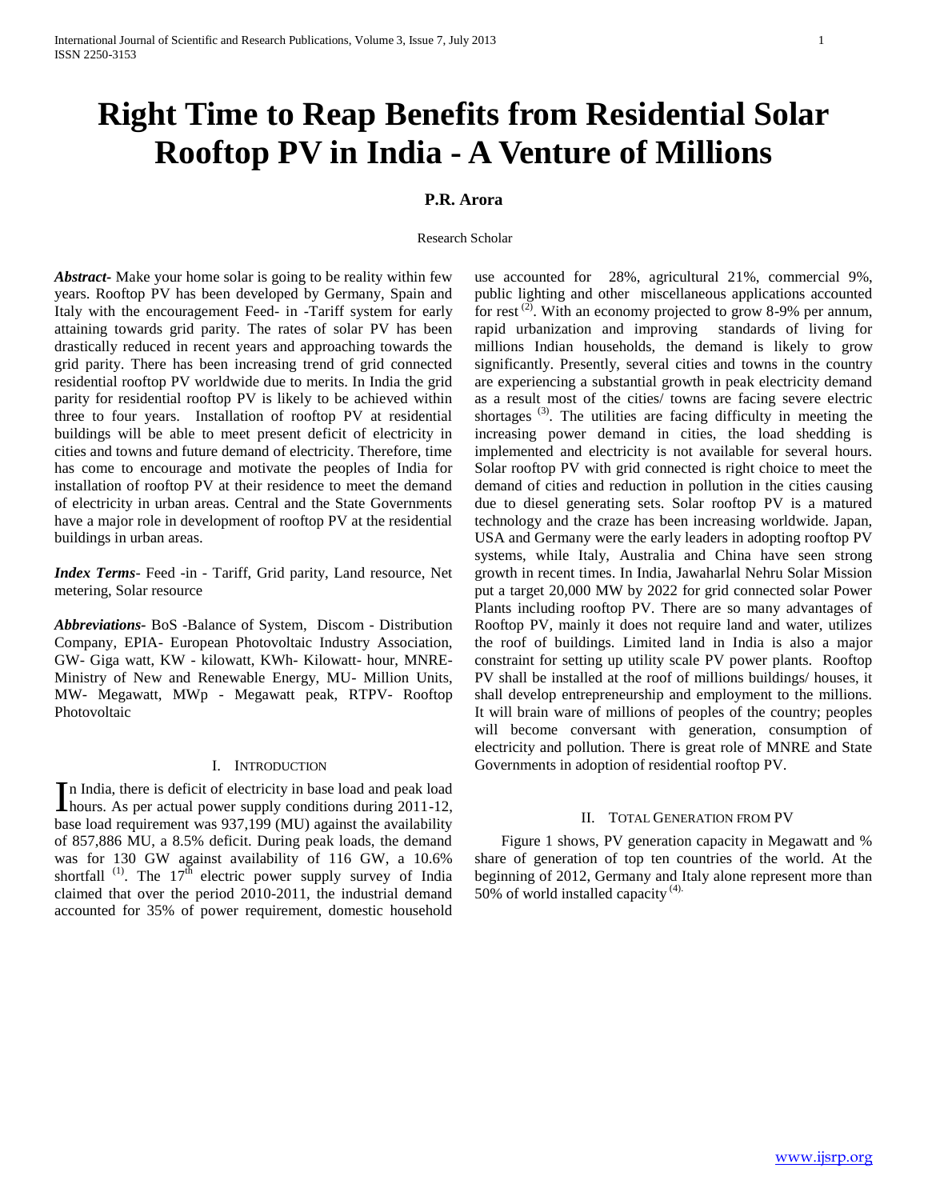# Right Time to Reap Benefits from Residential Solar Rooftop PV in India - A Venture of Millions

**P.R. Arora**

Research Scholar

***Abstract***- Make your home solar is going to be reality within few years. Rooftop PV has been developed by Germany, Spain and Italy with the encouragement Feed- in -Tariff system for early attaining towards grid parity. The rates of solar PV has been drastically reduced in recent years and approaching towards the grid parity. There has been increasing trend of grid connected residential rooftop PV worldwide due to merits. In India the grid parity for residential rooftop PV is likely to be achieved within three to four years. Installation of rooftop PV at residential buildings will be able to meet present deficit of electricity in cities and towns and future demand of electricity. Therefore, time has come to encourage and motivate the peoples of India for installation of rooftop PV at their residence to meet the demand of electricity in urban areas. Central and the State Governments have a major role in development of rooftop PV at the residential buildings in urban areas.

***Index Terms***- Feed -in - Tariff, Grid parity, Land resource, Net metering, Solar resource

***Abbreviations***- BoS -Balance of System, Discom - Distribution Company, EPIA- European Photovoltaic Industry Association, GW- Giga watt, KW - kilowatt, KWh- Kilowatt- hour, MNRE- Ministry of New and Renewable Energy, MU- Million Units, MW- Megawatt, MWp - Megawatt peak, RTPV- Rooftop Photovoltaic

## I. Introduction

In India, there is deficit of electricity in base load and peak load hours. As per actual power supply conditions during 2011-12, base load requirement was 937,199 (MU) against the availability of 857,886 MU, a 8.5% deficit. During peak loads, the demand was for 130 GW against availability of 116 GW, a 10.6% shortfall [1]. The 17th electric power supply survey of India claimed that over the period 2010-2011, the industrial demand accounted for 35% of power requirement, domestic household use accounted for 28%, agricultural 21%, commercial 9%, public lighting and other miscellaneous applications accounted for rest [2]. With an economy projected to grow 8-9% per annum, rapid urbanization and improving standards of living for millions Indian households, the demand is likely to grow significantly. Presently, several cities and towns in the country are experiencing a substantial growth in peak electricity demand as a result most of the cities/ towns are facing severe electric shortages [3]. The utilities are facing difficulty in meeting the increasing power demand in cities, the load shedding is implemented and electricity is not available for several hours. Solar rooftop PV with grid connected is right choice to meet the demand of cities and reduction in pollution in the cities causing due to diesel generating sets. Solar rooftop PV is a matured technology and the craze has been increasing worldwide. Japan, USA and Germany were the early leaders in adopting rooftop PV systems, while Italy, Australia and China have seen strong growth in recent times. In India, Jawaharlal Nehru Solar Mission put a target 20,000 MW by 2022 for grid connected solar Power Plants including rooftop PV. There are so many advantages of Rooftop PV, mainly it does not require land and water, utilizes the roof of buildings. Limited land in India is also a major constraint for setting up utility scale PV power plants. Rooftop PV shall be installed at the roof of millions buildings/ houses, it shall develop entrepreneurship and employment to the millions. It will brain ware of millions of peoples of the country; peoples will become conversant with generation, consumption of electricity and pollution. There is great role of MNRE and State Governments in adoption of residential rooftop PV.

## II. Total Generation from PV

Figure 1 shows, PV generation capacity in Megawatt and % share of generation of top ten countries of the world. At the beginning of 2012, Germany and Italy alone represent more than 50% of world installed capacity [4].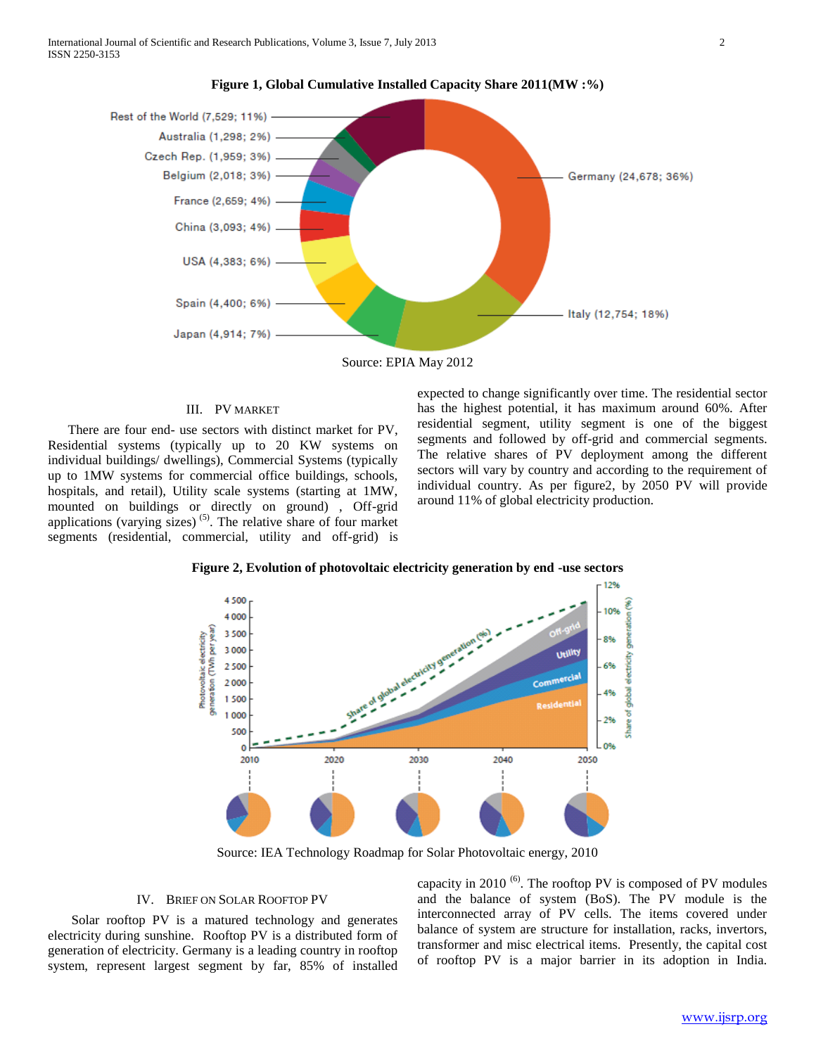**Figure 1, Global Cumulative Installed Capacity Share 2011(MW :%)**

Source: EPIA May 2012

### III. PV Market

There are four end- use sectors with distinct market for PV, Residential systems (typically up to 20 KW systems on individual buildings/ dwellings), Commercial Systems (typically up to 1MW systems for commercial office buildings, schools, hospitals, and retail), Utility scale systems (starting at 1MW, mounted on buildings or directly on ground) , Off-grid applications (varying sizes) [5]. The relative share of four market segments (residential, commercial, utility and off-grid) is expected to change significantly over time. The residential sector has the highest potential, it has maximum around 60%. After residential segment, utility segment is one of the biggest segments and followed by off-grid and commercial segments. The relative shares of PV deployment among the different sectors will vary by country and according to the requirement of individual country. As per figure2, by 2050 PV will provide around 11% of global electricity production.

**Figure 2, Evolution of photovoltaic electricity generation by end -use sectors**

Source: IEA Technology Roadmap for Solar Photovoltaic energy, 2010

### IV. Brief on Solar Rooftop PV

Solar rooftop PV is a matured technology and generates electricity during sunshine. Rooftop PV is a distributed form of generation of electricity. Germany is a leading country in rooftop system, represent largest segment by far, 85% of installed capacity in 2010 [6]. The rooftop PV is composed of PV modules and the balance of system (BoS). The PV module is the interconnected array of PV cells. The items covered under balance of system are structure for installation, racks, invertors, transformer and misc electrical items. Presently, the capital cost of rooftop PV is a major barrier in its adoption in India.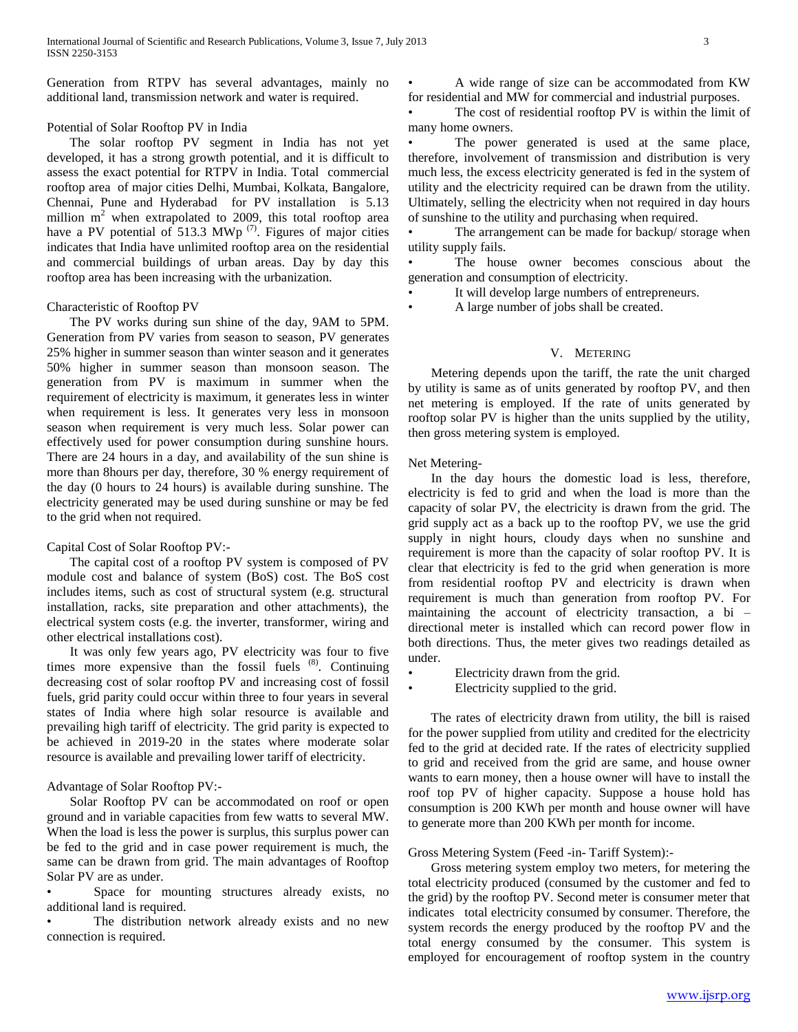Generation from RTPV has several advantages, mainly no additional land, transmission network and water is required.

Potential of Solar Rooftop PV in India

The solar rooftop PV segment in India has not yet developed, it has a strong growth potential, and it is difficult to assess the exact potential for RTPV in India. Total commercial rooftop area of major cities Delhi, Mumbai, Kolkata, Bangalore, Chennai, Pune and Hyderabad for PV installation is 5.13 million $m^2$ when extrapolated to 2009, this total rooftop area have a PV potential of 513.3 MWp [7]. Figures of major cities indicates that India have unlimited rooftop area on the residential and commercial buildings of urban areas. Day by day this rooftop area has been increasing with the urbanization.

Characteristic of Rooftop PV

The PV works during sun shine of the day, 9AM to 5PM. Generation from PV varies from season to season, PV generates 25% higher in summer season than winter season and it generates 50% higher in summer season than monsoon season. The generation from PV is maximum in summer when the requirement of electricity is maximum, it generates less in winter when requirement is less. It generates very less in monsoon season when requirement is very much less. Solar power can effectively used for power consumption during sunshine hours. There are 24 hours in a day, and availability of the sun shine is more than 8hours per day, therefore, 30 % energy requirement of the day (0 hours to 24 hours) is available during sunshine. The electricity generated may be used during sunshine or may be fed to the grid when not required.

Capital Cost of Solar Rooftop PV:-

The capital cost of a rooftop PV system is composed of PV module cost and balance of system (BoS) cost. The BoS cost includes items, such as cost of structural system (e.g. structural installation, racks, site preparation and other attachments), the electrical system costs (e.g. the inverter, transformer, wiring and other electrical installations cost).

It was only few years ago, PV electricity was four to five times more expensive than the fossil fuels [8]. Continuing decreasing cost of solar rooftop PV and increasing cost of fossil fuels, grid parity could occur within three to four years in several states of India where high solar resource is available and prevailing high tariff of electricity. The grid parity is expected to be achieved in 2019-20 in the states where moderate solar resource is available and prevailing lower tariff of electricity.

Advantage of Solar Rooftop PV:-

Solar Rooftop PV can be accommodated on roof or open ground and in variable capacities from few watts to several MW. When the load is less the power is surplus, this surplus power can be fed to the grid and in case power requirement is much, the same can be drawn from grid. The main advantages of Rooftop Solar PV are as under.

- Space for mounting structures already exists, no additional land is required.
- The distribution network already exists and no new connection is required.
- A wide range of size can be accommodated from KW for residential and MW for commercial and industrial purposes.
- The cost of residential rooftop PV is within the limit of many home owners.
- The power generated is used at the same place, therefore, involvement of transmission and distribution is very much less, the excess electricity generated is fed in the system of utility and the electricity required can be drawn from the utility. Ultimately, selling the electricity when not required in day hours of sunshine to the utility and purchasing when required.
- The arrangement can be made for backup/ storage when utility supply fails.
- The house owner becomes conscious about the generation and consumption of electricity.
- It will develop large numbers of entrepreneurs.
- A large number of jobs shall be created.

## V. Metering

Metering depends upon the tariff, the rate the unit charged by utility is same as of units generated by rooftop PV, and then net metering is employed. If the rate of units generated by rooftop solar PV is higher than the units supplied by the utility, then gross metering system is employed.

Net Metering-

In the day hours the domestic load is less, therefore, electricity is fed to grid and when the load is more than the capacity of solar PV, the electricity is drawn from the grid. The grid supply act as a back up to the rooftop PV, we use the grid supply in night hours, cloudy days when no sunshine and requirement is more than the capacity of solar rooftop PV. It is clear that electricity is fed to the grid when generation is more from residential rooftop PV and electricity is drawn when requirement is much than generation from rooftop PV. For maintaining the account of electricity transaction, a bi – directional meter is installed which can record power flow in both directions. Thus, the meter gives two readings detailed as under.

- Electricity drawn from the grid.
- Electricity supplied to the grid.

The rates of electricity drawn from utility, the bill is raised for the power supplied from utility and credited for the electricity fed to the grid at decided rate. If the rates of electricity supplied to grid and received from the grid are same, and house owner wants to earn money, then a house owner will have to install the roof top PV of higher capacity. Suppose a house hold has consumption is 200 KWh per month and house owner will have to generate more than 200 KWh per month for income.

Gross Metering System (Feed -in- Tariff System):-

Gross metering system employ two meters, for metering the total electricity produced (consumed by the customer and fed to the grid) by the rooftop PV. Second meter is consumer meter that indicates total electricity consumed by consumer. Therefore, the system records the energy produced by the rooftop PV and the total energy consumed by the consumer. This system is employed for encouragement of rooftop system in the country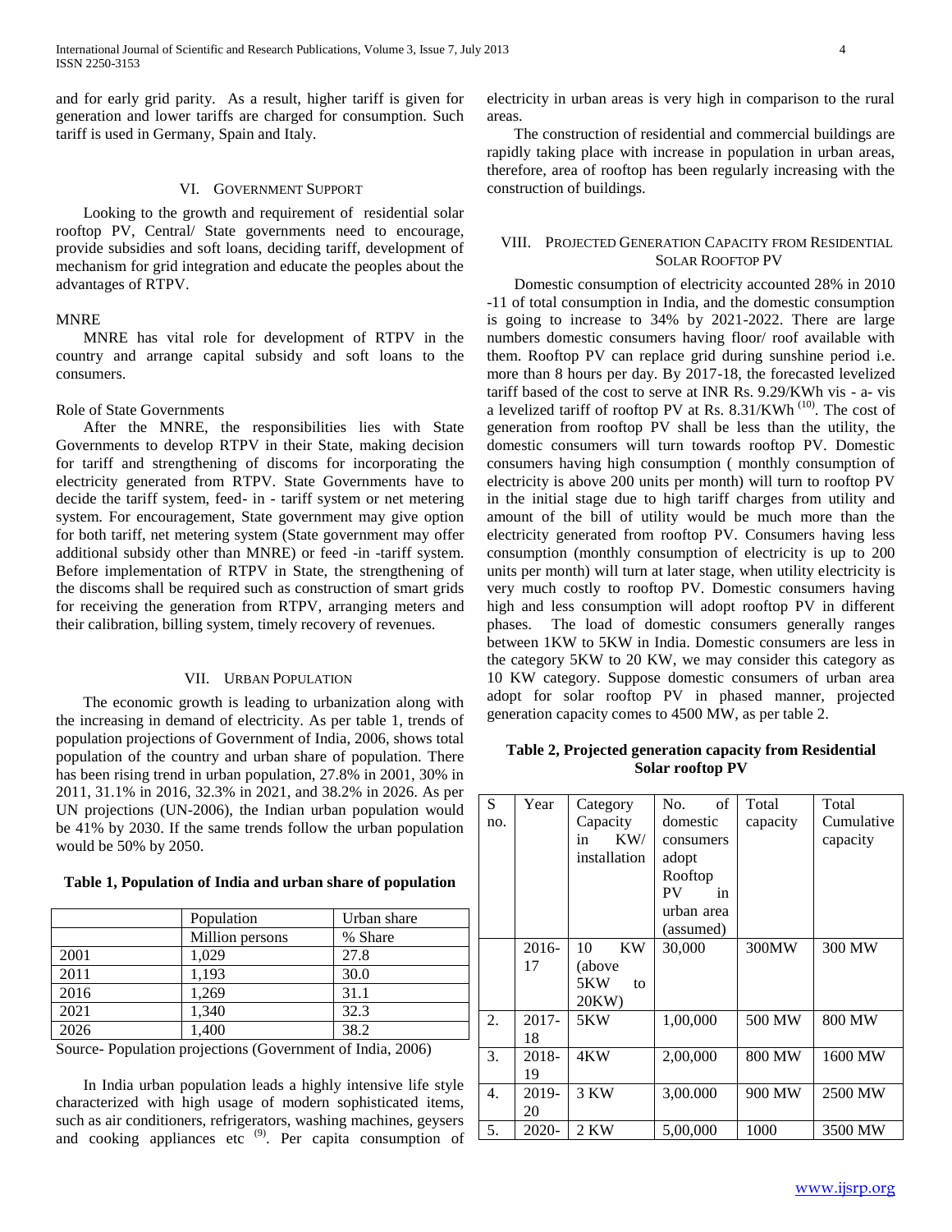and for early grid parity. As a result, higher tariff is given for generation and lower tariffs are charged for consumption. Such tariff is used in Germany, Spain and Italy.

## VI. Government Support

Looking to the growth and requirement of residential solar rooftop PV, Central/ State governments need to encourage, provide subsidies and soft loans, deciding tariff, development of mechanism for grid integration and educate the peoples about the advantages of RTPV.

### MNRE

MNRE has vital role for development of RTPV in the country and arrange capital subsidy and soft loans to the consumers.

### Role of State Governments

After the MNRE, the responsibilities lies with State Governments to develop RTPV in their State, making decision for tariff and strengthening of discoms for incorporating the electricity generated from RTPV. State Governments have to decide the tariff system, feed- in - tariff system or net metering system. For encouragement, State government may give option for both tariff, net metering system (State government may offer additional subsidy other than MNRE) or feed -in -tariff system. Before implementation of RTPV in State, the strengthening of the discoms shall be required such as construction of smart grids for receiving the generation from RTPV, arranging meters and their calibration, billing system, timely recovery of revenues.

## VII. Urban Population

The economic growth is leading to urbanization along with the increasing in demand of electricity. As per table 1, trends of population projections of Government of India, 2006, shows total population of the country and urban share of population. There has been rising trend in urban population, 27.8% in 2001, 30% in 2011, 31.1% in 2016, 32.3% in 2021, and 38.2% in 2026. As per UN projections (UN-2006), the Indian urban population would be 41% by 2030. If the same trends follow the urban population would be 50% by 2050.

**Table 1, Population of India and urban share of population**

| | Population | Urban share |
|---|---|---|
| | Million persons | % Share |
| 2001 | 1,029 | 27.8 |
| 2011 | 1,193 | 30.0 |
| 2016 | 1,269 | 31.1 |
| 2021 | 1,340 | 32.3 |
| 2026 | 1,400 | 38.2 |

Source- Population projections (Government of India, 2006)

In India urban population leads a highly intensive life style characterized with high usage of modern sophisticated items, such as air conditioners, refrigerators, washing machines, geysers and cooking appliances etc [9]. Per capita consumption of electricity in urban areas is very high in comparison to the rural areas.

The construction of residential and commercial buildings are rapidly taking place with increase in population in urban areas, therefore, area of rooftop has been regularly increasing with the construction of buildings.

## VIII. Projected Generation Capacity from Residential Solar Rooftop PV

Domestic consumption of electricity accounted 28% in 2010 -11 of total consumption in India, and the domestic consumption is going to increase to 34% by 2021-2022. There are large numbers domestic consumers having floor/ roof available with them. Rooftop PV can replace grid during sunshine period i.e. more than 8 hours per day. By 2017-18, the forecasted levelized tariff based of the cost to serve at INR Rs. 9.29/KWh vis - a- vis a levelized tariff of rooftop PV at Rs. 8.31/KWh [10]. The cost of generation from rooftop PV shall be less than the utility, the domestic consumers will turn towards rooftop PV. Domestic consumers having high consumption ( monthly consumption of electricity is above 200 units per month) will turn to rooftop PV in the initial stage due to high tariff charges from utility and amount of the bill of utility would be much more than the electricity generated from rooftop PV. Consumers having less consumption (monthly consumption of electricity is up to 200 units per month) will turn at later stage, when utility electricity is very much costly to rooftop PV. Domestic consumers having high and less consumption will adopt rooftop PV in different phases. The load of domestic consumers generally ranges between 1KW to 5KW in India. Domestic consumers are less in the category 5KW to 20 KW, we may consider this category as 10 KW category. Suppose domestic consumers of urban area adopt for solar rooftop PV in phased manner, projected generation capacity comes to 4500 MW, as per table 2.

**Table 2, Projected generation capacity from Residential Solar rooftop PV**

| S no. | Year | Category Capacity in KW/ installation | No. of domestic consumers adopt Rooftop PV in urban area (assumed) | Total capacity | Total Cumulative capacity |
|---|---|---|---|---|---|
| | 2016-17 | 10 KW (above 5KW to 20KW) | 30,000 | 300MW | 300 MW |
| 2. | 2017-18 | 5KW | 1,00,000 | 500 MW | 800 MW |
| 3. | 2018-19 | 4KW | 2,00,000 | 800 MW | 1600 MW |
| 4. | 2019-20 | 3 KW | 3,00.000 | 900 MW | 2500 MW |
| 5. | 2020- | 2 KW | 5,00,000 | 1000 | 3500 MW |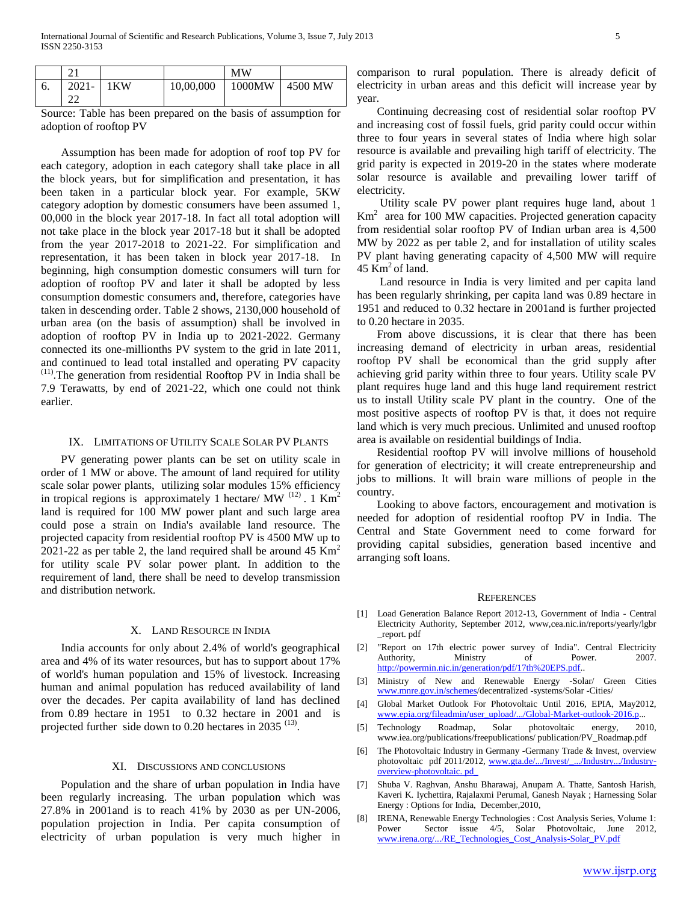|  | 21 |  |  | MW |  |
|---|---|---|---|---|---|
| 6. | 2021-22 | 1KW | 10,00,000 | 1000MW | 4500 MW |

Source: Table has been prepared on the basis of assumption for adoption of rooftop PV

Assumption has been made for adoption of roof top PV for each category, adoption in each category shall take place in all the block years, but for simplification and presentation, it has been taken in a particular block year. For example, 5KW category adoption by domestic consumers have been assumed 1, 00,000 in the block year 2017-18. In fact all total adoption will not take place in the block year 2017-18 but it shall be adopted from the year 2017-2018 to 2021-22. For simplification and representation, it has been taken in block year 2017-18. In beginning, high consumption domestic consumers will turn for adoption of rooftop PV and later it shall be adopted by less consumption domestic consumers and, therefore, categories have taken in descending order. Table 2 shows, 2130,000 household of urban area (on the basis of assumption) shall be involved in adoption of rooftop PV in India up to 2021-2022. Germany connected its one-millionths PV system to the grid in late 2011, and continued to lead total installed and operating PV capacity [11]. The generation from residential Rooftop PV in India shall be 7.9 Terawatts, by end of 2021-22, which one could not think earlier.

## IX. Limitations of Utility Scale Solar PV Plants

PV generating power plants can be set on utility scale in order of 1 MW or above. The amount of land required for utility scale solar power plants, utilizing solar modules 15% efficiency in tropical regions is approximately 1 hectare/ MW [12]. 1 $Km^2$ land is required for 100 MW power plant and such large area could pose a strain on India's available land resource. The projected capacity from residential rooftop PV is 4500 MW up to 2021-22 as per table 2, the land required shall be around 45 $Km^2$ for utility scale PV solar power plant. In addition to the requirement of land, there shall be need to develop transmission and distribution network.

## X. Land Resource in India

India accounts for only about 2.4% of world's geographical area and 4% of its water resources, but has to support about 17% of world's human population and 15% of livestock. Increasing human and animal population has reduced availability of land over the decades. Per capita availability of land has declined from 0.89 hectare in 1951 to 0.32 hectare in 2001 and is projected further side down to 0.20 hectares in 2035 [13].

## XI. Discussions and Conclusions

Population and the share of urban population in India have been regularly increasing. The urban population which was 27.8% in 2001and is to reach 41% by 2030 as per UN-2006, population projection in India. Per capita consumption of electricity of urban population is very much higher in comparison to rural population. There is already deficit of electricity in urban areas and this deficit will increase year by year.

Continuing decreasing cost of residential solar rooftop PV and increasing cost of fossil fuels, grid parity could occur within three to four years in several states of India where high solar resource is available and prevailing high tariff of electricity. The grid parity is expected in 2019-20 in the states where moderate solar resource is available and prevailing lower tariff of electricity.

Utility scale PV power plant requires huge land, about 1 $Km^2$ area for 100 MW capacities. Projected generation capacity from residential solar rooftop PV of Indian urban area is 4,500 MW by 2022 as per table 2, and for installation of utility scales PV plant having generating capacity of 4,500 MW will require 45 $Km^2$ of land.

Land resource in India is very limited and per capita land has been regularly shrinking, per capita land was 0.89 hectare in 1951 and reduced to 0.32 hectare in 2001and is further projected to 0.20 hectare in 2035.

From above discussions, it is clear that there has been increasing demand of electricity in urban areas, residential rooftop PV shall be economical than the grid supply after achieving grid parity within three to four years. Utility scale PV plant requires huge land and this huge land requirement restrict us to install Utility scale PV plant in the country. One of the most positive aspects of rooftop PV is that, it does not require land which is very much precious. Unlimited and unused rooftop area is available on residential buildings of India.

Residential rooftop PV will involve millions of household for generation of electricity; it will create entrepreneurship and jobs to millions. It will brain ware millions of people in the country.

Looking to above factors, encouragement and motivation is needed for adoption of residential rooftop PV in India. The Central and State Government need to come forward for providing capital subsidies, generation based incentive and arranging soft loans.

## References

[1] Load Generation Balance Report 2012-13, Government of India - Central Electricity Authority, September 2012, www,cea.nic.in/reports/yearly/lgbr _report. pdf

[2] "Report on 17th electric power survey of India". Central Electricity Authority, Ministry of Power. 2007. http://powermin.nic.in/generation/pdf/17th%20EPS.pdf..

[3] Ministry of New and Renewable Energy -Solar/ Green Cities www.mnre.gov.in/schemes/decentralized -systems/Solar -Cities/

[4] Global Market Outlook For Photovoltaic Until 2016, EPIA, May2012, www.epia.org/fileadmin/user_upload/.../Global-Market-outlook-2016.p...

[5] Technology Roadmap, Solar photovoltaic energy, 2010, www.iea.org/publications/freepublications/ publication/PV_Roadmap.pdf

[6] The Photovoltaic Industry in Germany -Germany Trade & Invest, overview photovoltaic pdf 2011/2012, www.gta.de/.../Invest/_.../Industry.../Industry-overview-photovoltaic. pd_

[7] Shuba V. Raghvan, Anshu Bharawaj, Anupam A. Thatte, Santosh Harish, Kaveri K. Iychettira, Rajalaxmi Perumal, Ganesh Nayak ; Harnessing Solar Energy : Options for India, December,2010,

[8] IRENA, Renewable Energy Technologies : Cost Analysis Series, Volume 1: Power Sector issue 4/5, Solar Photovoltaic, June 2012, www.irena.org/.../RE_Technologies_Cost_Analysis-Solar_PV.pdf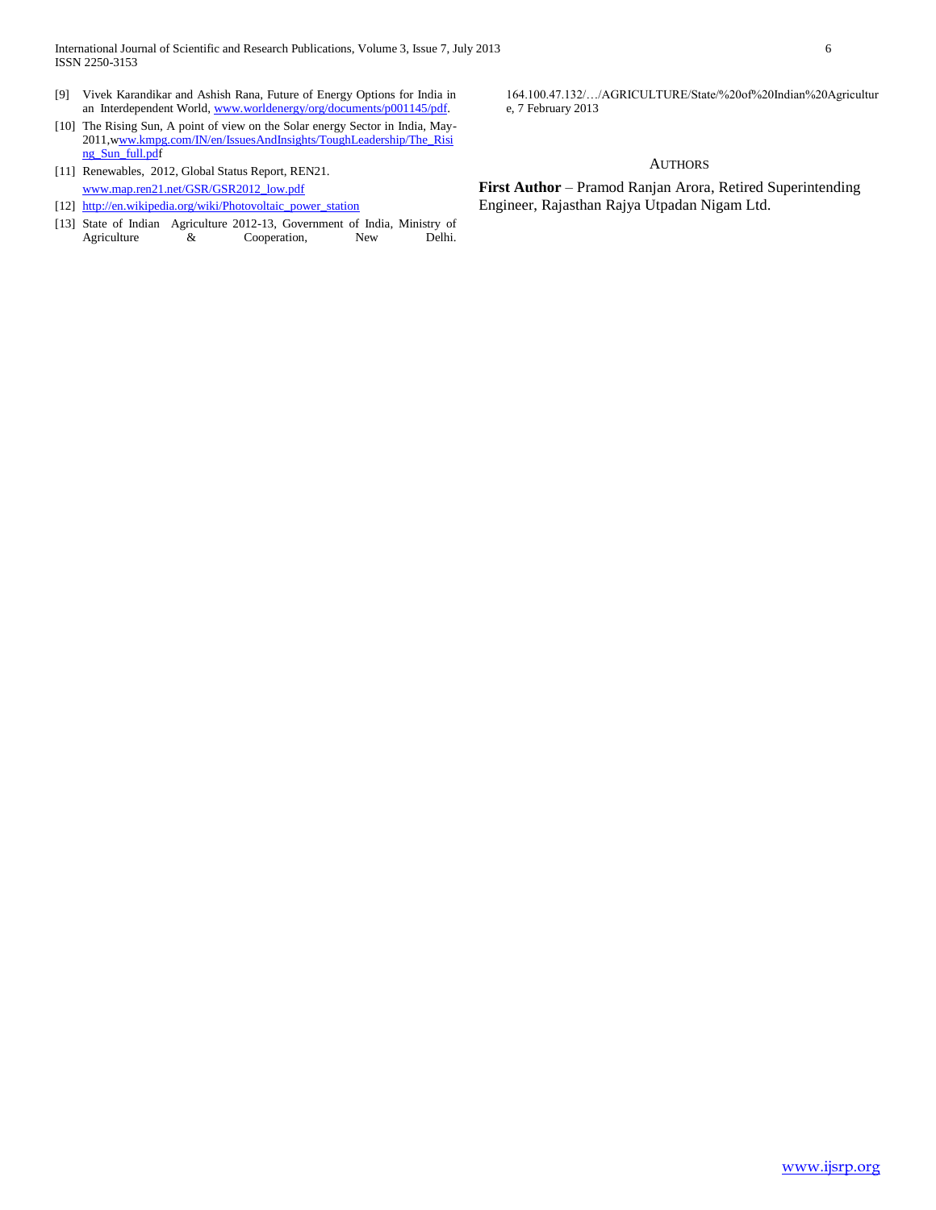[9] Vivek Karandikar and Ashish Rana, Future of Energy Options for India in an Interdependent World, www.worldenergy/org/documents/p001145/pdf.

[10] The Rising Sun, A point of view on the Solar energy Sector in India, May-2011,www.kmpg.com/IN/en/IssuesAndInsights/ToughLeadership/The_Rising_Sun_full.pdf

[11] Renewables, 2012, Global Status Report, REN21. www.map.ren21.net/GSR/GSR2012_low.pdf

[12] http://en.wikipedia.org/wiki/Photovoltaic_power_station

[13] State of Indian Agriculture 2012-13, Government of India, Ministry of Agriculture & Cooperation, New Delhi. 164.100.47.132/…/AGRICULTURE/State/%20of%20Indian%20Agriculture, 7 February 2013

## Authors

**First Author** – Pramod Ranjan Arora, Retired Superintending Engineer, Rajasthan Rajya Utpadan Nigam Ltd.